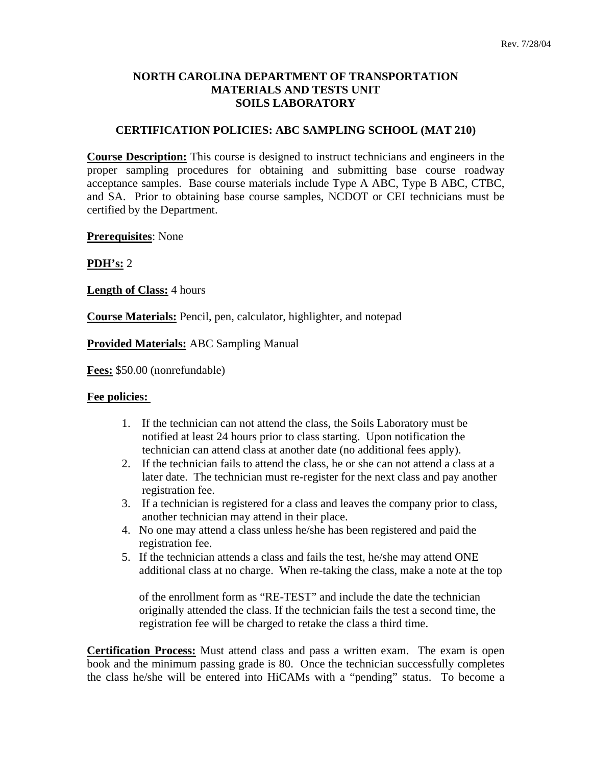Rev. 7/28/04

# NORTH CAROLINA DEPARTMENT OF TRANSPORTATION
# MATERIALS AND TESTS UNIT
# SOILS LABORATORY

## CERTIFICATION POLICIES: ABC SAMPLING SCHOOL (MAT 210)

**Course Description:** This course is designed to instruct technicians and engineers in the proper sampling procedures for obtaining and submitting base course roadway acceptance samples. Base course materials include Type A ABC, Type B ABC, CTBC, and SA. Prior to obtaining base course samples, NCDOT or CEI technicians must be certified by the Department.

**Prerequisites**: None

**PDH's:** 2

**Length of Class:** 4 hours

**Course Materials:** Pencil, pen, calculator, highlighter, and notepad

**Provided Materials:** ABC Sampling Manual

**Fees:** $50.00 (nonrefundable)

**Fee policies:**

1. If the technician can not attend the class, the Soils Laboratory must be notified at least 24 hours prior to class starting. Upon notification the technician can attend class at another date (no additional fees apply).
2. If the technician fails to attend the class, he or she can not attend a class at a later date. The technician must re-register for the next class and pay another registration fee.
3. If a technician is registered for a class and leaves the company prior to class, another technician may attend in their place.
4. No one may attend a class unless he/she has been registered and paid the registration fee.
5. If the technician attends a class and fails the test, he/she may attend ONE additional class at no charge. When re-taking the class, make a note at the top of the enrollment form as "RE-TEST" and include the date the technician originally attended the class. If the technician fails the test a second time, the registration fee will be charged to retake the class a third time.

**Certification Process:** Must attend class and pass a written exam. The exam is open book and the minimum passing grade is 80. Once the technician successfully completes the class he/she will be entered into HiCAMs with a "pending" status. To become a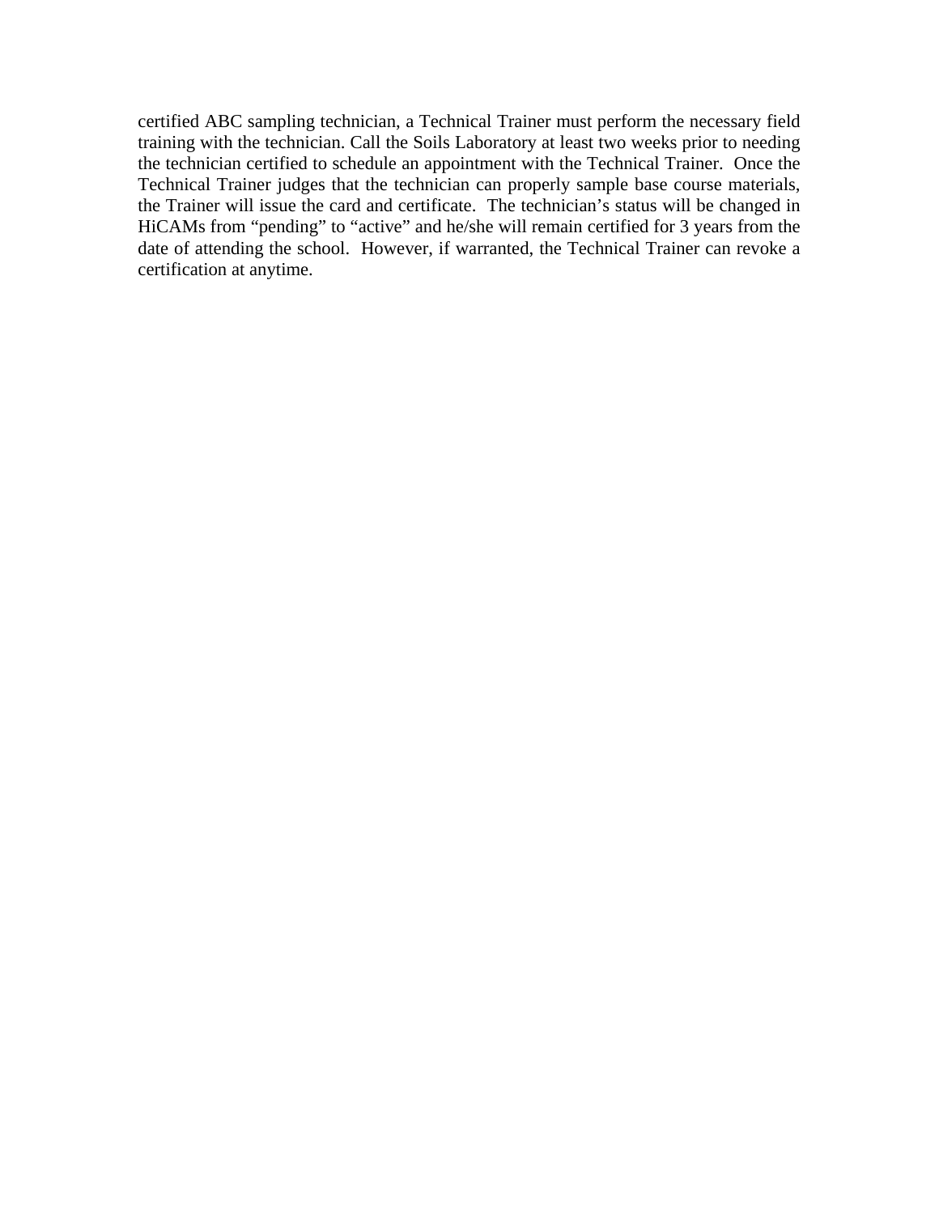certified ABC sampling technician, a Technical Trainer must perform the necessary field training with the technician. Call the Soils Laboratory at least two weeks prior to needing the technician certified to schedule an appointment with the Technical Trainer. Once the Technical Trainer judges that the technician can properly sample base course materials, the Trainer will issue the card and certificate. The technician's status will be changed in HiCAMs from "pending" to "active" and he/she will remain certified for 3 years from the date of attending the school. However, if warranted, the Technical Trainer can revoke a certification at anytime.